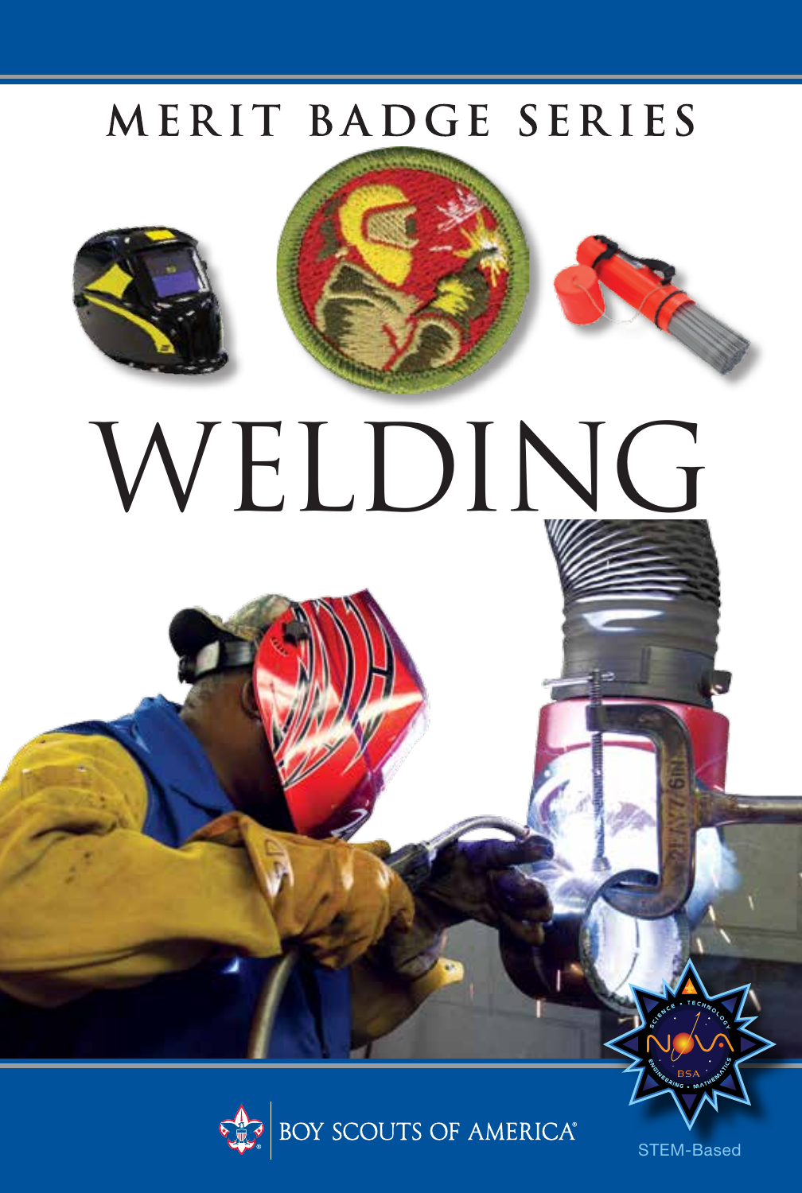MERIT BADGE SERIES

# WELDING

BOY SCOUTS OF AMERICA®

STEM-Based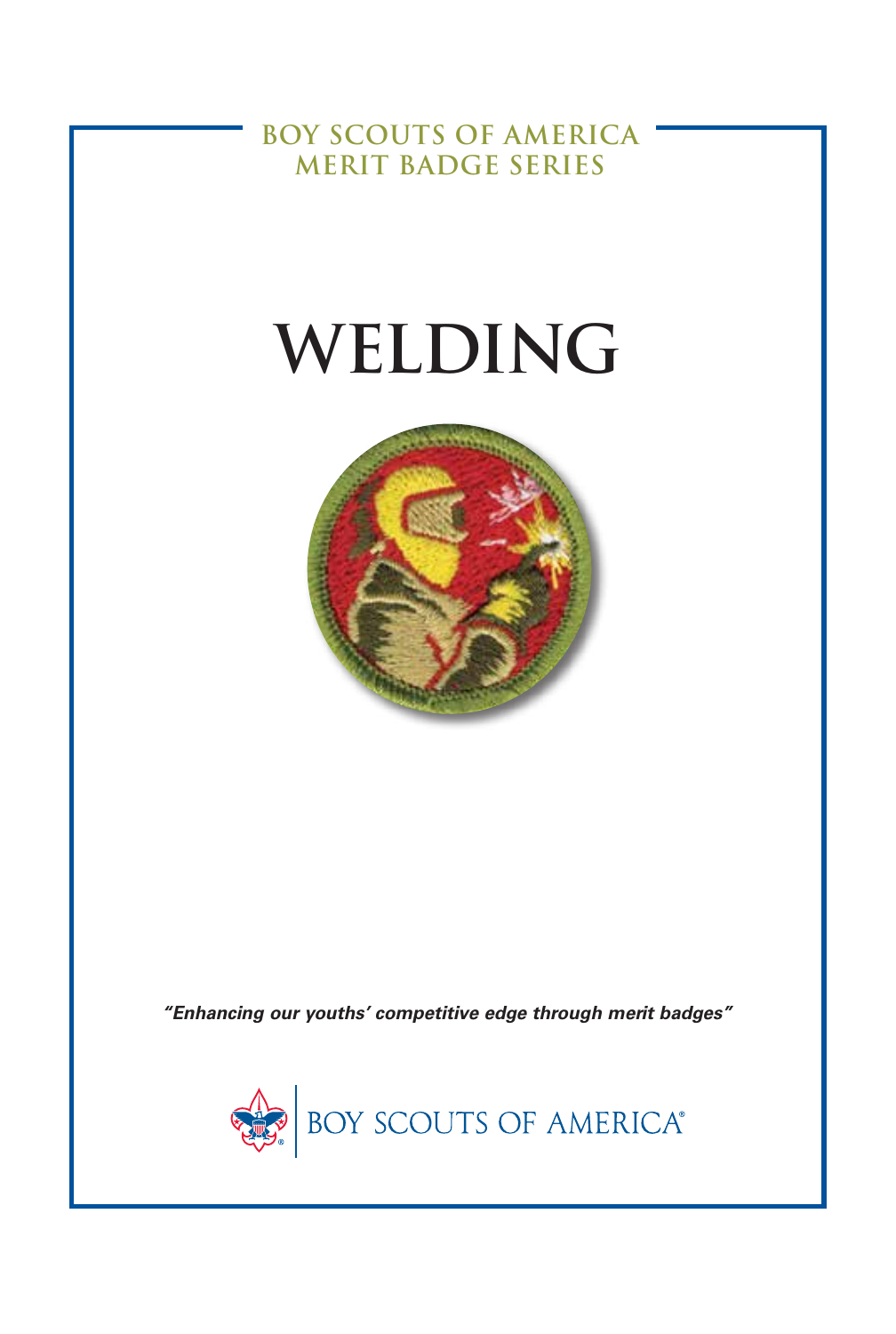BOY SCOUTS OF AMERICA
MERIT BADGE SERIES

# WELDING

*"Enhancing our youths' competitive edge through merit badges"*

BOY SCOUTS OF AMERICA®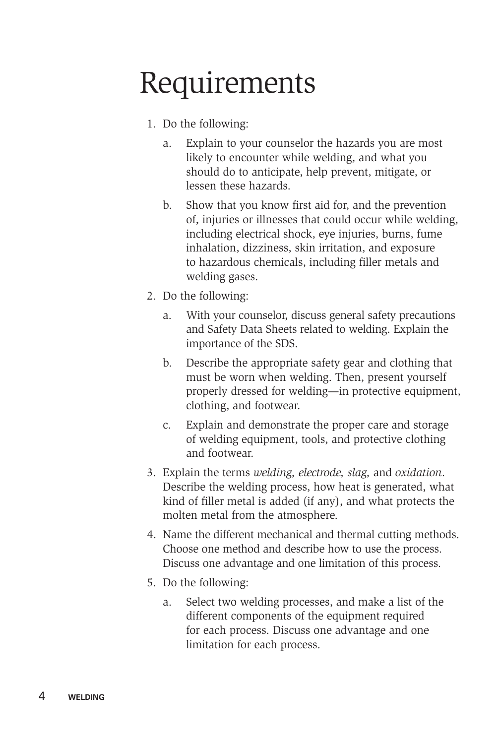# Requirements

1. Do the following:
   a. Explain to your counselor the hazards you are most likely to encounter while welding, and what you should do to anticipate, help prevent, mitigate, or lessen these hazards.
   b. Show that you know first aid for, and the prevention of, injuries or illnesses that could occur while welding, including electrical shock, eye injuries, burns, fume inhalation, dizziness, skin irritation, and exposure to hazardous chemicals, including filler metals and welding gases.
2. Do the following:
   a. With your counselor, discuss general safety precautions and Safety Data Sheets related to welding. Explain the importance of the SDS.
   b. Describe the appropriate safety gear and clothing that must be worn when welding. Then, present yourself properly dressed for welding—in protective equipment, clothing, and footwear.
   c. Explain and demonstrate the proper care and storage of welding equipment, tools, and protective clothing and footwear.
3. Explain the terms *welding, electrode, slag,* and *oxidation*. Describe the welding process, how heat is generated, what kind of filler metal is added (if any), and what protects the molten metal from the atmosphere.
4. Name the different mechanical and thermal cutting methods. Choose one method and describe how to use the process. Discuss one advantage and one limitation of this process.
5. Do the following:
   a. Select two welding processes, and make a list of the different components of the equipment required for each process. Discuss one advantage and one limitation for each process.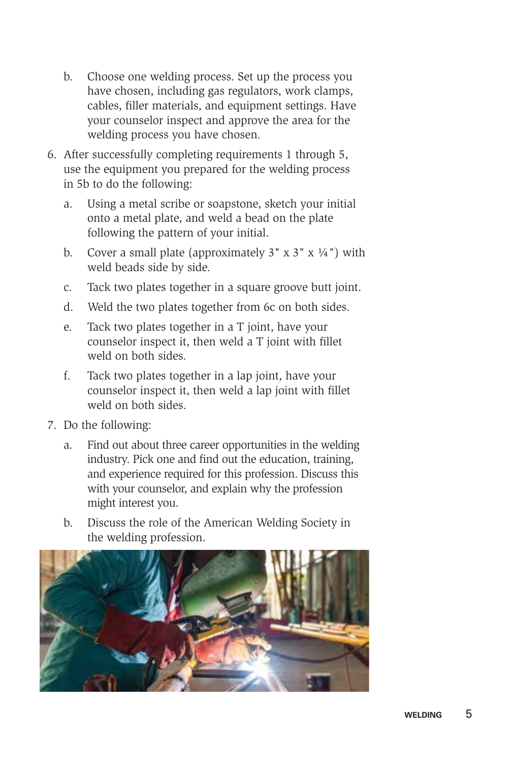b. Choose one welding process. Set up the process you have chosen, including gas regulators, work clamps, cables, filler materials, and equipment settings. Have your counselor inspect and approve the area for the welding process you have chosen.

6. After successfully completing requirements 1 through 5, use the equipment you prepared for the welding process in 5b to do the following:

   a. Using a metal scribe or soapstone, sketch your initial onto a metal plate, and weld a bead on the plate following the pattern of your initial.

   b. Cover a small plate (approximately 3" x 3" x ¼") with weld beads side by side.

   c. Tack two plates together in a square groove butt joint.

   d. Weld the two plates together from 6c on both sides.

   e. Tack two plates together in a T joint, have your counselor inspect it, then weld a T joint with fillet weld on both sides.

   f. Tack two plates together in a lap joint, have your counselor inspect it, then weld a lap joint with fillet weld on both sides.

7. Do the following:

   a. Find out about three career opportunities in the welding industry. Pick one and find out the education, training, and experience required for this profession. Discuss this with your counselor, and explain why the profession might interest you.

   b. Discuss the role of the American Welding Society in the welding profession.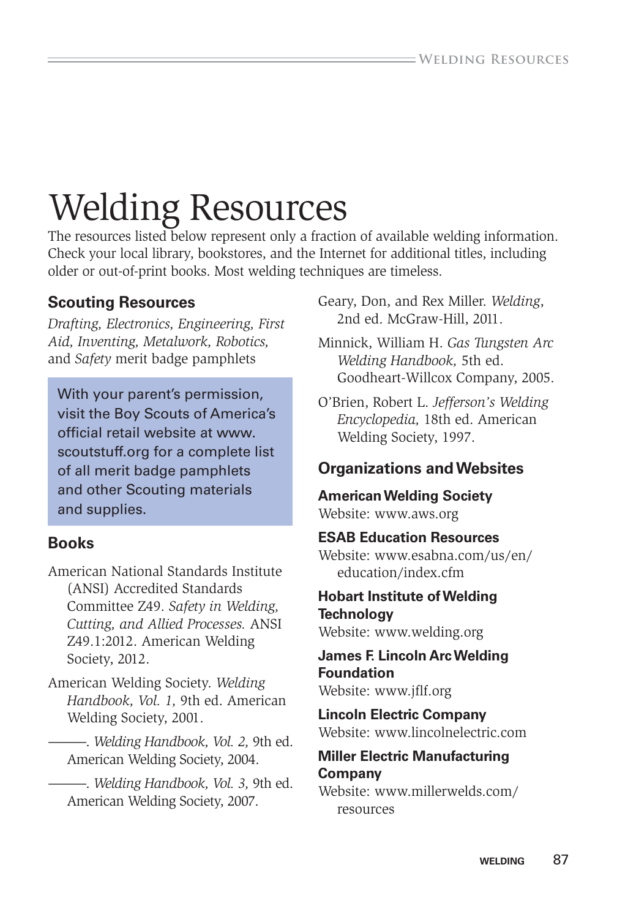# Welding Resources

The resources listed below represent only a fraction of available welding information. Check your local library, bookstores, and the Internet for additional titles, including older or out-of-print books. Most welding techniques are timeless.

### Scouting Resources

*Drafting, Electronics, Engineering, First Aid, Inventing, Metalwork, Robotics,* and *Safety* merit badge pamphlets

With your parent's permission, visit the Boy Scouts of America's official retail website at www.scoutstuff.org for a complete list of all merit badge pamphlets and other Scouting materials and supplies.

### Books

American National Standards Institute (ANSI) Accredited Standards Committee Z49. *Safety in Welding, Cutting, and Allied Processes.* ANSI Z49.1:2012. American Welding Society, 2012.

American Welding Society. *Welding Handbook, Vol. 1,* 9th ed. American Welding Society, 2001.

———. *Welding Handbook, Vol. 2,* 9th ed. American Welding Society, 2004.

———. *Welding Handbook, Vol. 3,* 9th ed. American Welding Society, 2007.

Geary, Don, and Rex Miller. *Welding*, 2nd ed. McGraw-Hill, 2011.

Minnick, William H. *Gas Tungsten Arc Welding Handbook,* 5th ed. Goodheart-Willcox Company, 2005.

O'Brien, Robert L. *Jefferson's Welding Encyclopedia,* 18th ed. American Welding Society, 1997.

### Organizations and Websites

**American Welding Society**
Website: www.aws.org

**ESAB Education Resources**
Website: www.esabna.com/us/en/education/index.cfm

**Hobart Institute of Welding Technology**
Website: www.welding.org

**James F. Lincoln Arc Welding Foundation**
Website: www.jflf.org

**Lincoln Electric Company**
Website: www.lincolnelectric.com

**Miller Electric Manufacturing Company**
Website: www.millerwelds.com/resources